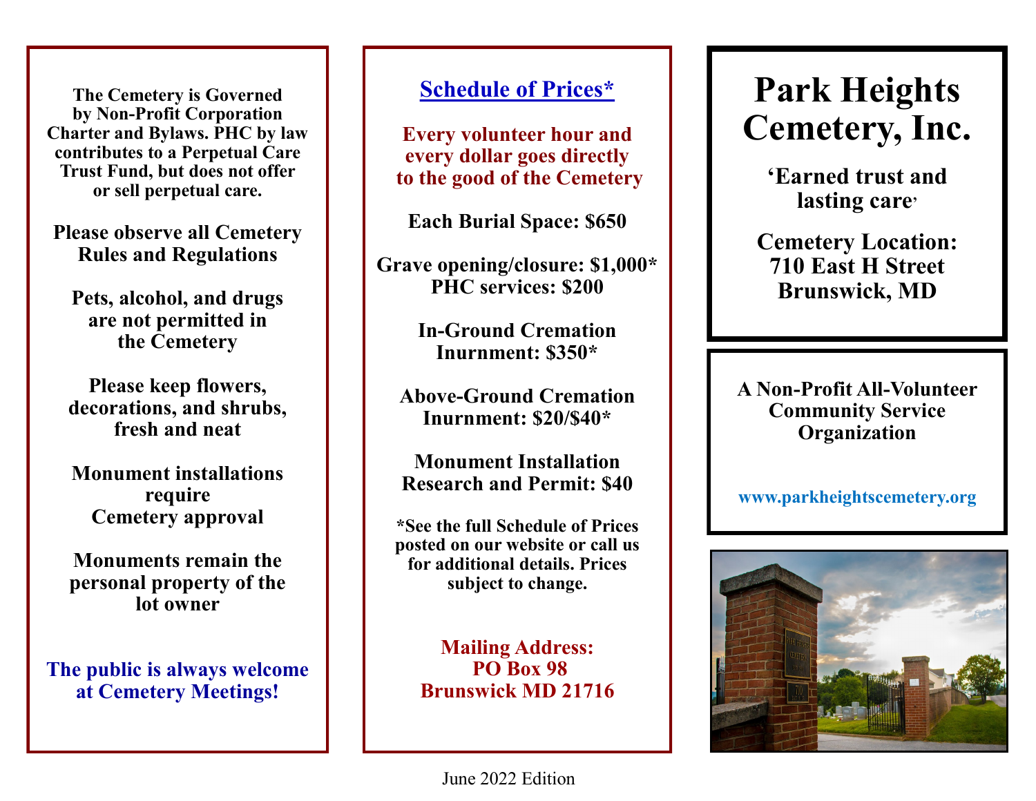The Cemetery is Governed by Non-Profit Corporation Charter and Bylaws. PHC by law contributes to a Perpetual Care Trust Fund, but does not offer or sell perpetual care.

Please observe all Cemetery Rules and Regulations

Pets, alcohol, and drugs are not permitted in the Cemetery

Please keep flowers, decorations, and shrubs, fresh and neat

Monument installations require Cemetery approval

Monuments remain the personal property of the lot owner

**The public is always welcome at Cemetery Meetings!**

## Schedule of Prices*

**Every volunteer hour and every dollar goes directly to the good of the Cemetery**

**Each Burial Space: $650**

**Grave opening/closure: $1,000***
**PHC services: $200**

**In-Ground Cremation Inurnment: $350***

**Above-Ground Cremation Inurnment: $20/$40***

**Monument Installation Research and Permit: $40**

*See the full Schedule of Prices posted on our website or call us for additional details. Prices subject to change.

**Mailing Address:**
**PO Box 98**
**Brunswick MD 21716**

# Park Heights Cemetery, Inc.

**'Earned trust and lasting care'**

**Cemetery Location:**
**710 East H Street**
**Brunswick, MD**

**A Non-Profit All-Volunteer Community Service Organization**

www.parkheightscemetery.org

June 2022 Edition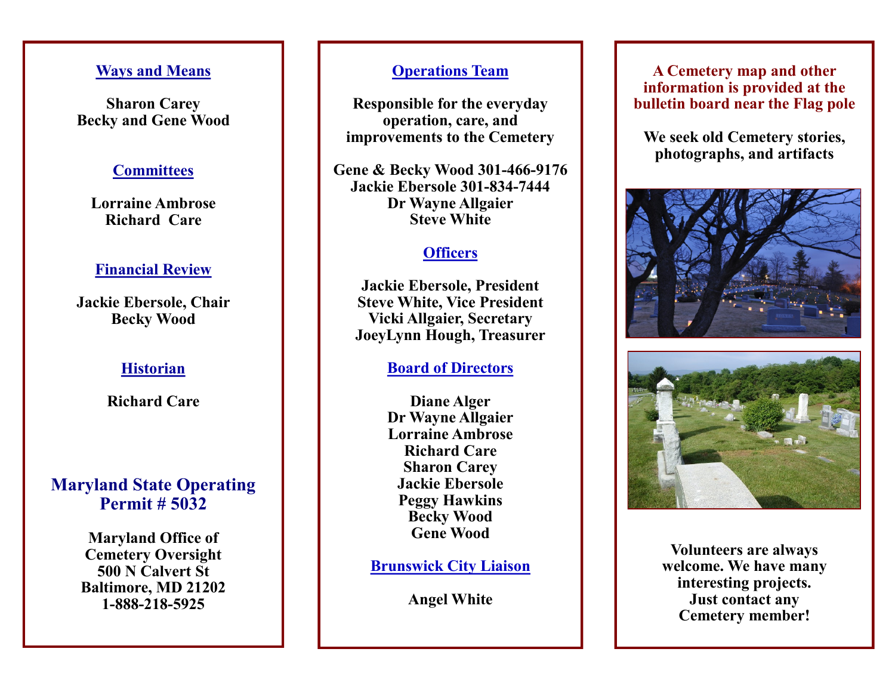## Ways and Means

**Sharon Carey**
**Becky and Gene Wood**

## Committees

**Lorraine Ambrose**
**Richard Care**

## Financial Review

**Jackie Ebersole, Chair**
**Becky Wood**

## Historian

**Richard Care**

## Maryland State Operating Permit # 5032

**Maryland Office of Cemetery Oversight**
**500 N Calvert St**
**Baltimore, MD 21202**
**1-888-218-5925**

## Operations Team

**Responsible for the everyday operation, care, and improvements to the Cemetery**

**Gene & Becky Wood 301-466-9176**
**Jackie Ebersole 301-834-7444**
**Dr Wayne Allgaier**
**Steve White**

## Officers

**Jackie Ebersole, President**
**Steve White, Vice President**
**Vicki Allgaier, Secretary**
**JoeyLynn Hough, Treasurer**

## Board of Directors

**Diane Alger**
**Dr Wayne Allgaier**
**Lorraine Ambrose**
**Richard Care**
**Sharon Carey**
**Jackie Ebersole**
**Peggy Hawkins**
**Becky Wood**
**Gene Wood**

## Brunswick City Liaison

**Angel White**

**A Cemetery map and other information is provided at the bulletin board near the Flag pole**

**We seek old Cemetery stories, photographs, and artifacts**

**Volunteers are always welcome. We have many interesting projects. Just contact any Cemetery member!**